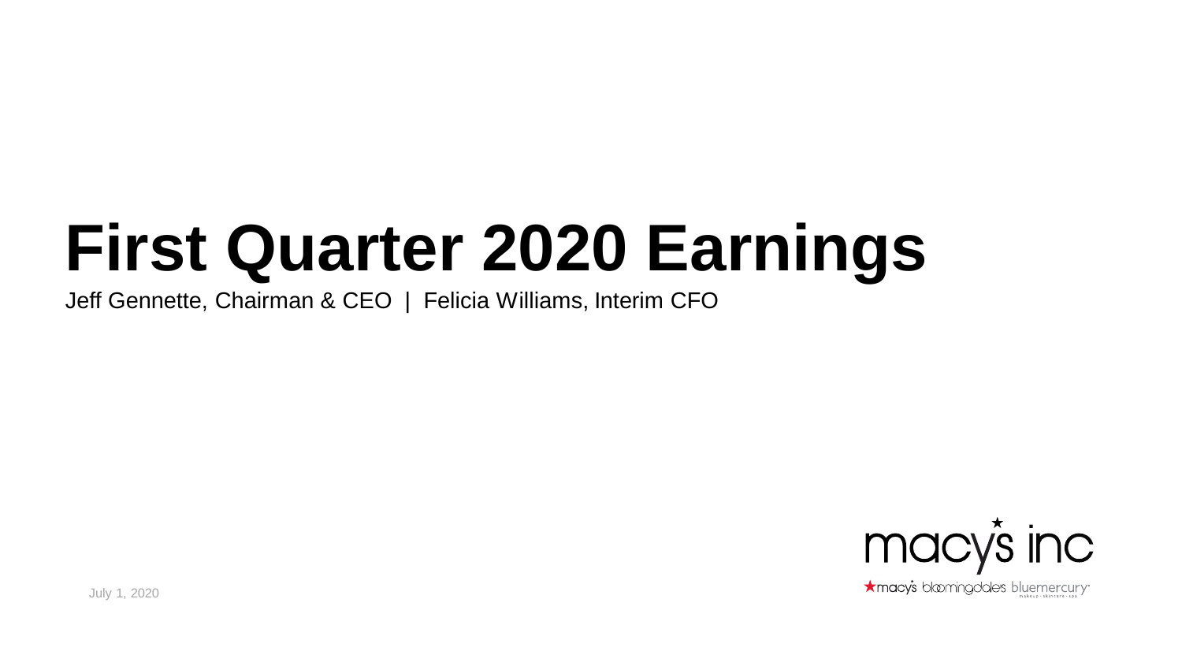# First Quarter 2020 Earnings

Jeff Gennette, Chairman & CEO | Felicia Williams, Interim CFO

July 1, 2020

macy's inc

macy's bloomingdale's bluemercury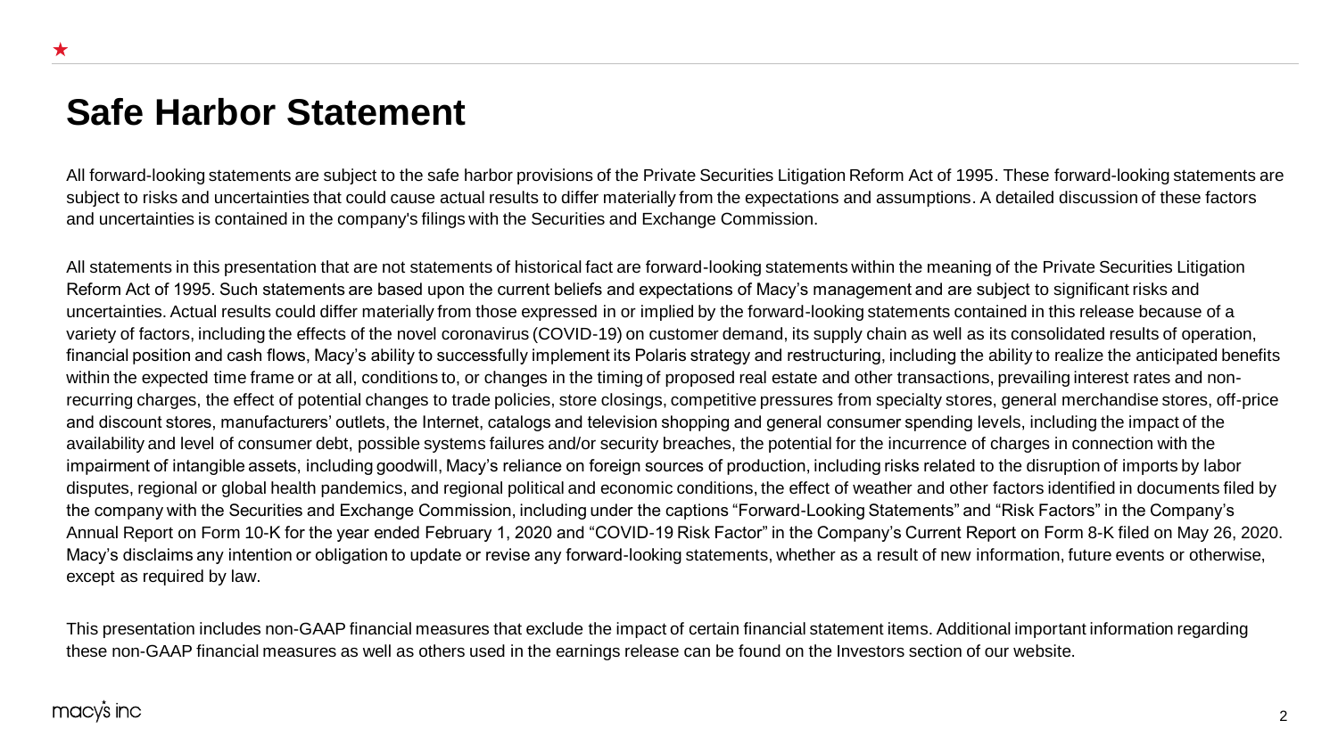# Safe Harbor Statement

All forward-looking statements are subject to the safe harbor provisions of the Private Securities Litigation Reform Act of 1995. These forward-looking statements are subject to risks and uncertainties that could cause actual results to differ materially from the expectations and assumptions. A detailed discussion of these factors and uncertainties is contained in the company's filings with the Securities and Exchange Commission.

All statements in this presentation that are not statements of historical fact are forward-looking statements within the meaning of the Private Securities Litigation Reform Act of 1995. Such statements are based upon the current beliefs and expectations of Macy's management and are subject to significant risks and uncertainties. Actual results could differ materially from those expressed in or implied by the forward-looking statements contained in this release because of a variety of factors, including the effects of the novel coronavirus (COVID-19) on customer demand, its supply chain as well as its consolidated results of operation, financial position and cash flows, Macy's ability to successfully implement its Polaris strategy and restructuring, including the ability to realize the anticipated benefits within the expected time frame or at all, conditions to, or changes in the timing of proposed real estate and other transactions, prevailing interest rates and non-recurring charges, the effect of potential changes to trade policies, store closings, competitive pressures from specialty stores, general merchandise stores, off-price and discount stores, manufacturers' outlets, the Internet, catalogs and television shopping and general consumer spending levels, including the impact of the availability and level of consumer debt, possible systems failures and/or security breaches, the potential for the incurrence of charges in connection with the impairment of intangible assets, including goodwill, Macy's reliance on foreign sources of production, including risks related to the disruption of imports by labor disputes, regional or global health pandemics, and regional political and economic conditions, the effect of weather and other factors identified in documents filed by the company with the Securities and Exchange Commission, including under the captions "Forward-Looking Statements" and "Risk Factors" in the Company's Annual Report on Form 10-K for the year ended February 1, 2020 and "COVID-19 Risk Factor" in the Company's Current Report on Form 8-K filed on May 26, 2020. Macy's disclaims any intention or obligation to update or revise any forward-looking statements, whether as a result of new information, future events or otherwise, except as required by law.

This presentation includes non-GAAP financial measures that exclude the impact of certain financial statement items. Additional important information regarding these non-GAAP financial measures as well as others used in the earnings release can be found on the Investors section of our website.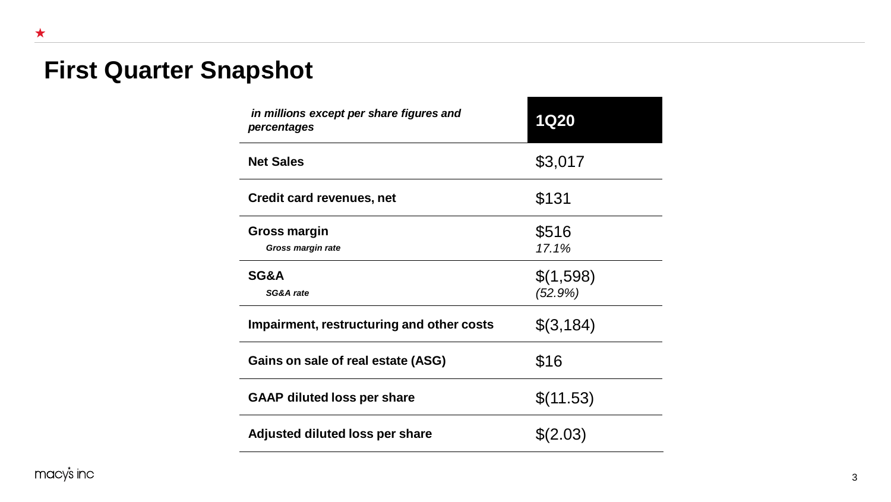# First Quarter Snapshot

| *in millions except per share figures and percentages* | **1Q20** |
| --- | --- |
| **Net Sales** | $3,017 |
| **Credit card revenues, net** | $131 |
| **Gross margin** | $516 |
| *Gross margin rate* | *17.1%* |
| **SG&A** | $(1,598) |
| *SG&A rate* | *(52.9%)* |
| **Impairment, restructuring and other costs** | $(3,184) |
| **Gains on sale of real estate (ASG)** | $16 |
| **GAAP diluted loss per share** | $(11.53) |
| **Adjusted diluted loss per share** | $(2.03) |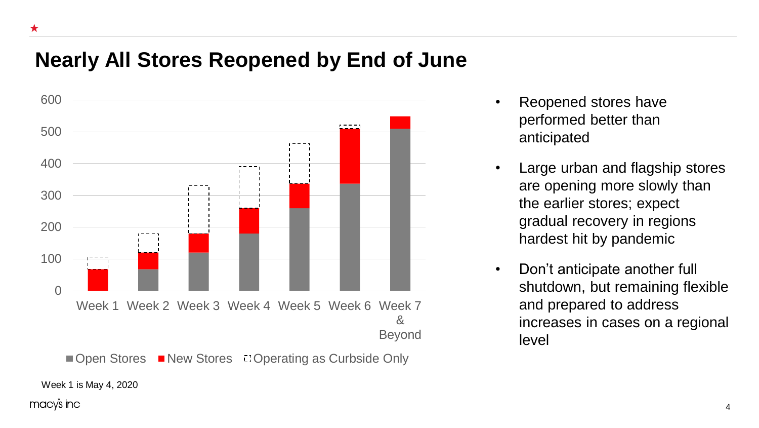# Nearly All Stores Reopened by End of June

600
500
400
300
200
100
0

Week 1 Week 2 Week 3 Week 4 Week 5 Week 6 Week 7 & Beyond

■ Open Stores ■ New Stores ⬚ Operating as Curbside Only

Week 1 is May 4, 2020

- Reopened stores have performed better than anticipated
- Large urban and flagship stores are opening more slowly than the earlier stores; expect gradual recovery in regions hardest hit by pandemic
- Don't anticipate another full shutdown, but remaining flexible and prepared to address increases in cases on a regional level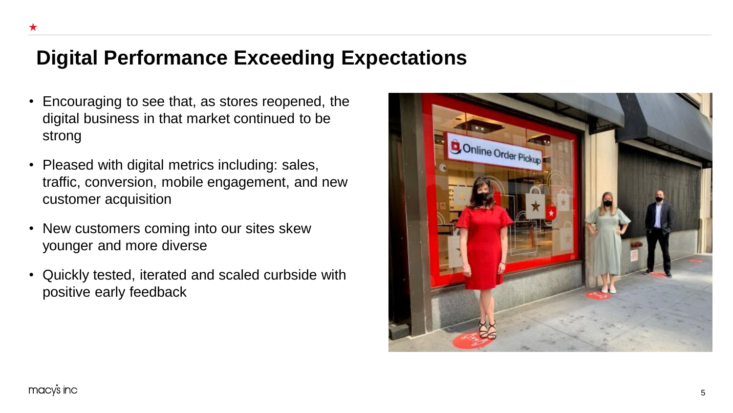# Digital Performance Exceeding Expectations

- Encouraging to see that, as stores reopened, the digital business in that market continued to be strong
- Pleased with digital metrics including: sales, traffic, conversion, mobile engagement, and new customer acquisition
- New customers coming into our sites skew younger and more diverse
- Quickly tested, iterated and scaled curbside with positive early feedback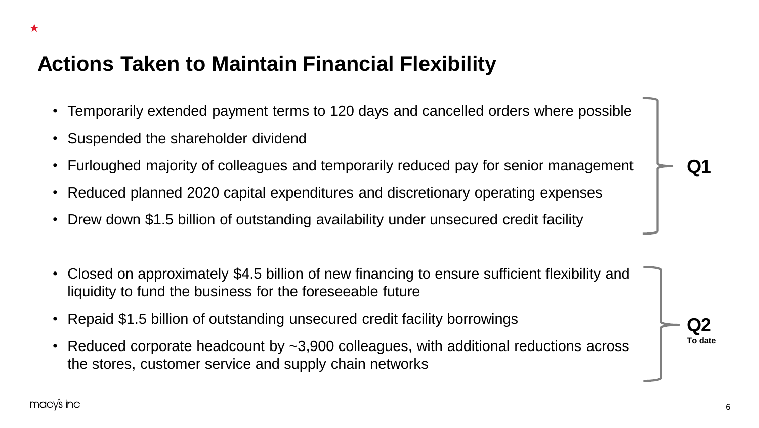# Actions Taken to Maintain Financial Flexibility

**Q1**

- Temporarily extended payment terms to 120 days and cancelled orders where possible
- Suspended the shareholder dividend
- Furloughed majority of colleagues and temporarily reduced pay for senior management
- Reduced planned 2020 capital expenditures and discretionary operating expenses
- Drew down $1.5 billion of outstanding availability under unsecured credit facility

**Q2**
**To date**

- Closed on approximately $4.5 billion of new financing to ensure sufficient flexibility and liquidity to fund the business for the foreseeable future
- Repaid $1.5 billion of outstanding unsecured credit facility borrowings
- Reduced corporate headcount by ~3,900 colleagues, with additional reductions across the stores, customer service and supply chain networks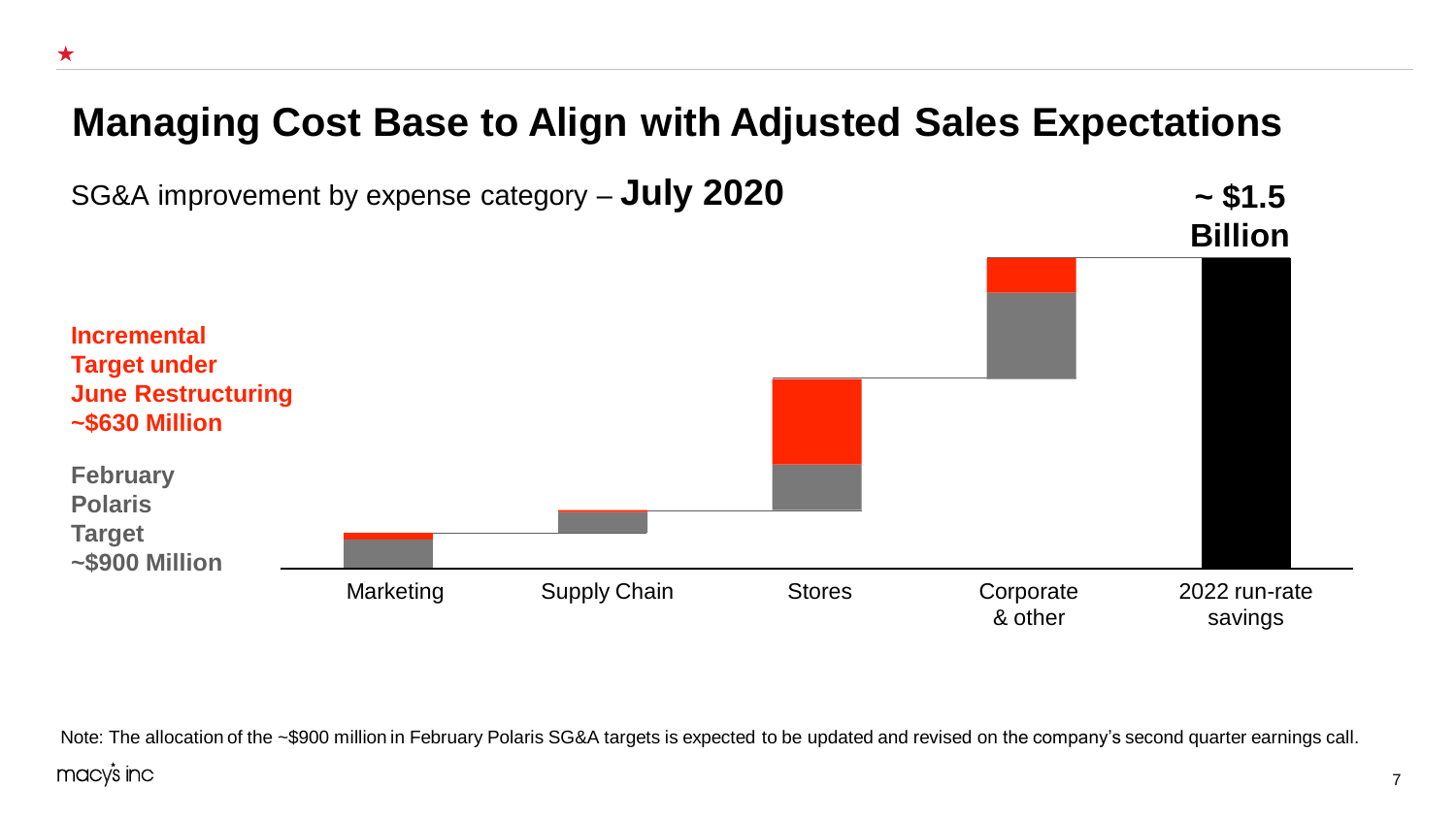# Managing Cost Base to Align with Adjusted Sales Expectations

SG&A improvement by expense category – **July 2020**

**~ $1.5 Billion**

**Incremental Target under June Restructuring ~$630 Million**

**February Polaris Target ~$900 Million**

Marketing

Supply Chain

Stores

Corporate & other

2022 run-rate savings

Note: The allocation of the ~$900 million in February Polaris SG&A targets is expected to be updated and revised on the company's second quarter earnings call.

macy's inc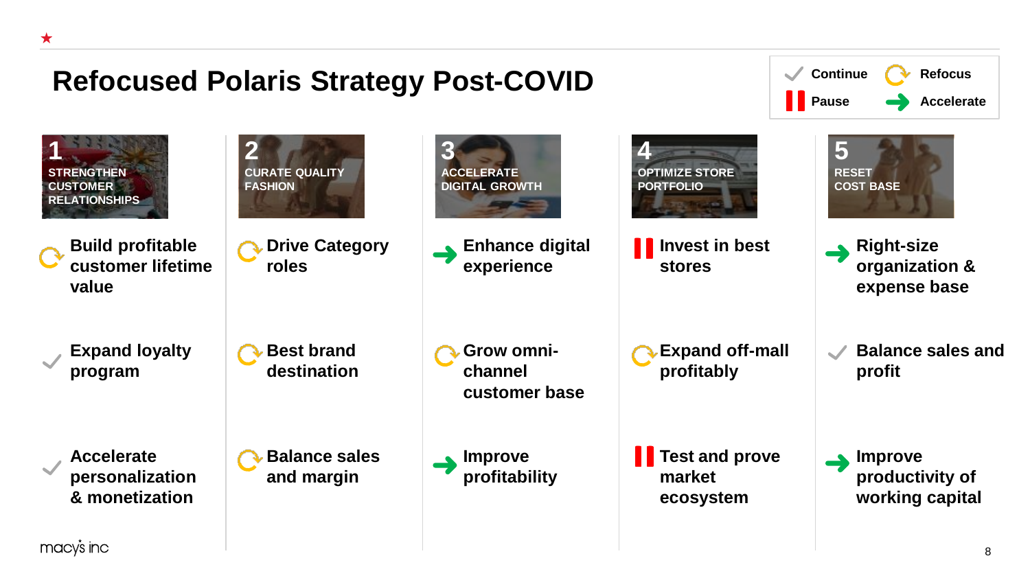# Refocused Polaris Strategy Post-COVID

| Legend | |
|---|---|
| ✓ Continue | Refocus |
| Pause | Accelerate |

| 1 STRENGTHEN CUSTOMER RELATIONSHIPS | 2 CURATE QUALITY FASHION | 3 ACCELERATE DIGITAL GROWTH | 4 OPTIMIZE STORE PORTFOLIO | 5 RESET COST BASE |
|---|---|---|---|---|
| Refocus: Build profitable customer lifetime value | Refocus: Drive Category roles | Accelerate: Enhance digital experience | Pause: Invest in best stores | Accelerate: Right-size organization & expense base |
| Continue: Expand loyalty program | Refocus: Best brand destination | Refocus: Grow omni-channel customer base | Refocus: Expand off-mall profitably | Continue: Balance sales and profit |
| Continue: Accelerate personalization & monetization | Refocus: Balance sales and margin | Accelerate: Improve profitability | Pause: Test and prove market ecosystem | Accelerate: Improve productivity of working capital |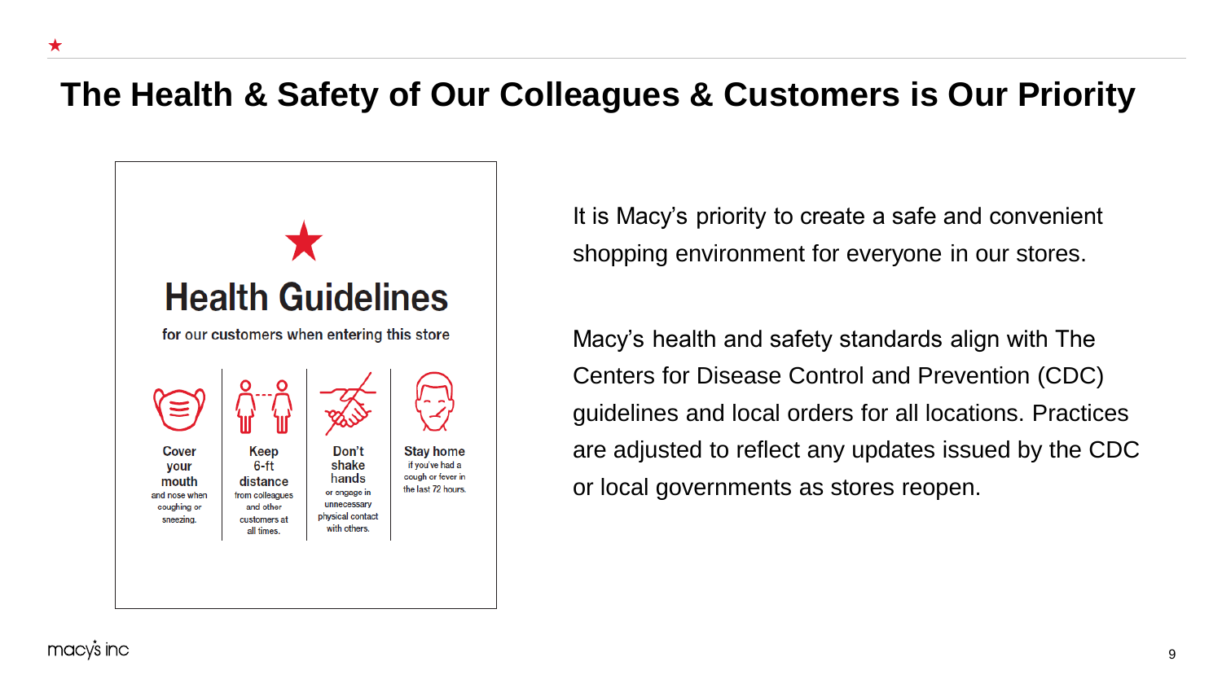# The Health & Safety of Our Colleagues & Customers is Our Priority

## Health Guidelines

for our customers when entering this store

**Cover your mouth** and nose when coughing or sneezing.

**Keep 6-ft distance** from colleagues and other customers at all times.

**Don't shake hands** or engage in unnecessary physical contact with others.

**Stay home** if you've had a cough or fever in the last 72 hours.

It is Macy's priority to create a safe and convenient shopping environment for everyone in our stores.

Macy's health and safety standards align with The Centers for Disease Control and Prevention (CDC) guidelines and local orders for all locations. Practices are adjusted to reflect any updates issued by the CDC or local governments as stores reopen.